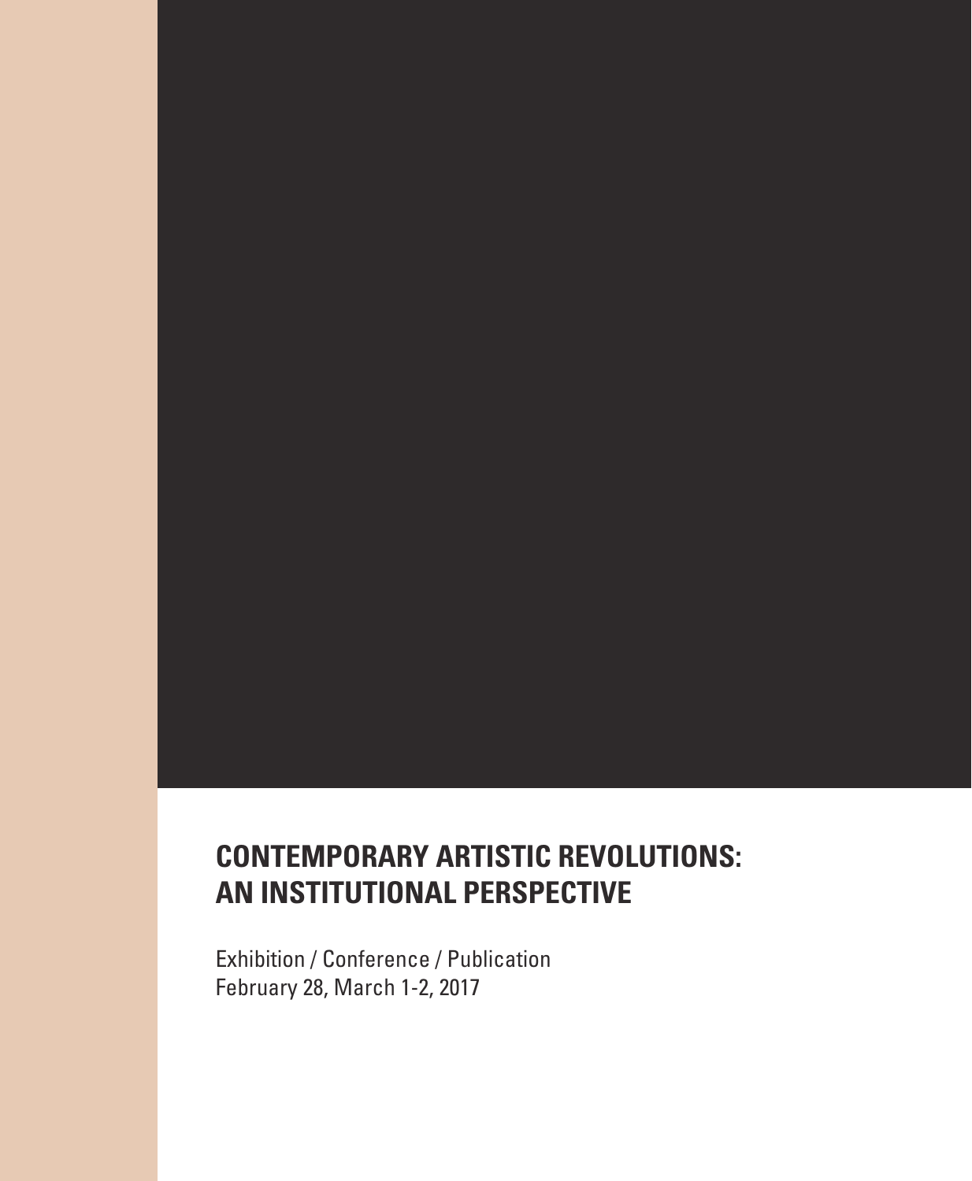# CONTEMPORARY ARTISTIC REVOLUTIONS: AN INSTITUTIONAL PERSPECTIVE

Exhibition / Conference / Publication
February 28, March 1-2, 2017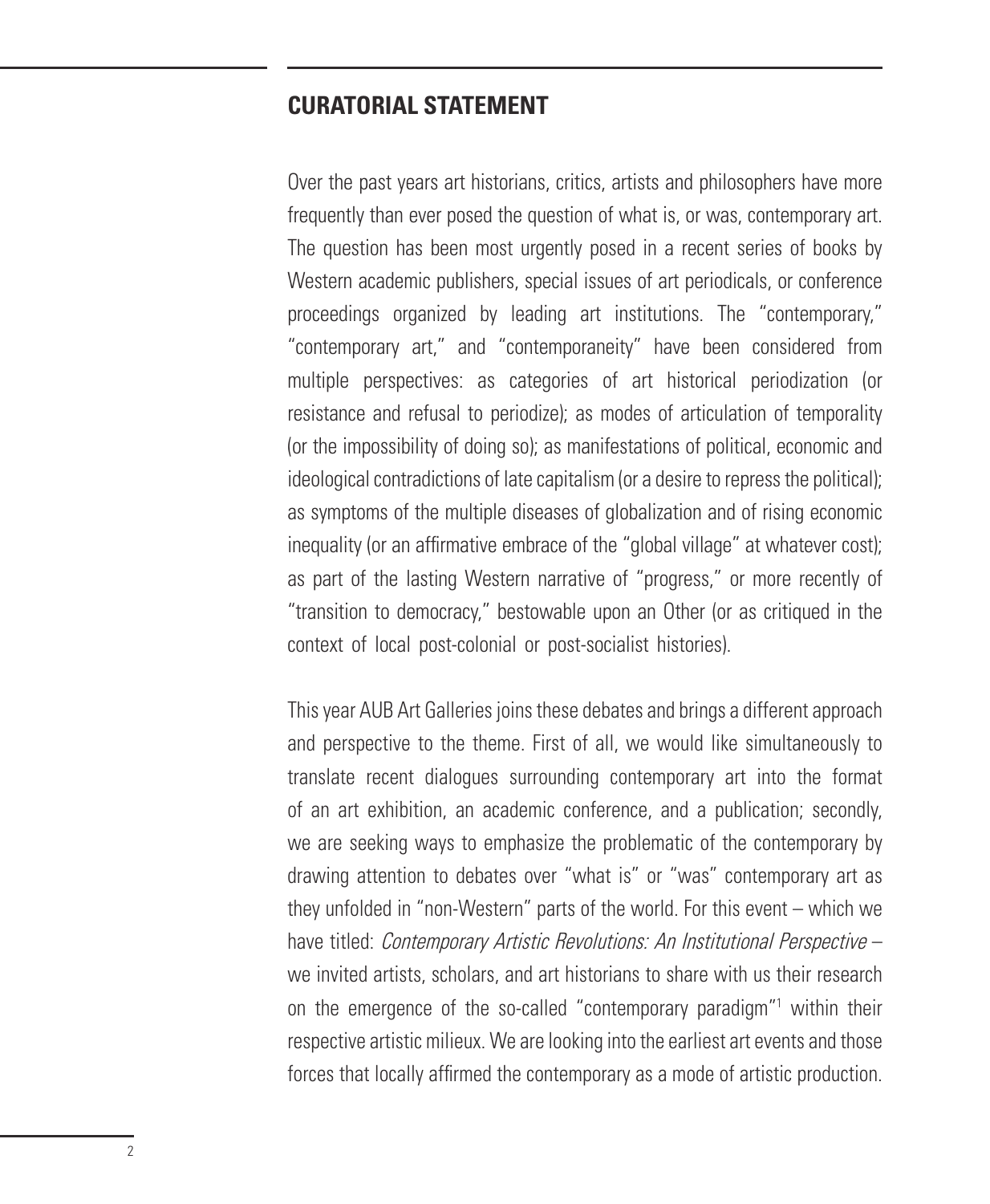## CURATORIAL STATEMENT

Over the past years art historians, critics, artists and philosophers have more frequently than ever posed the question of what is, or was, contemporary art. The question has been most urgently posed in a recent series of books by Western academic publishers, special issues of art periodicals, or conference proceedings organized by leading art institutions. The "contemporary," "contemporary art," and "contemporaneity" have been considered from multiple perspectives: as categories of art historical periodization (or resistance and refusal to periodize); as modes of articulation of temporality (or the impossibility of doing so); as manifestations of political, economic and ideological contradictions of late capitalism (or a desire to repress the political); as symptoms of the multiple diseases of globalization and of rising economic inequality (or an affirmative embrace of the "global village" at whatever cost); as part of the lasting Western narrative of "progress," or more recently of "transition to democracy," bestowable upon an Other (or as critiqued in the context of local post-colonial or post-socialist histories).

This year AUB Art Galleries joins these debates and brings a different approach and perspective to the theme. First of all, we would like simultaneously to translate recent dialogues surrounding contemporary art into the format of an art exhibition, an academic conference, and a publication; secondly, we are seeking ways to emphasize the problematic of the contemporary by drawing attention to debates over "what is" or "was" contemporary art as they unfolded in "non-Western" parts of the world. For this event – which we have titled: *Contemporary Artistic Revolutions: An Institutional Perspective* – we invited artists, scholars, and art historians to share with us their research on the emergence of the so-called "contemporary paradigm"[1] within their respective artistic milieux. We are looking into the earliest art events and those forces that locally affirmed the contemporary as a mode of artistic production.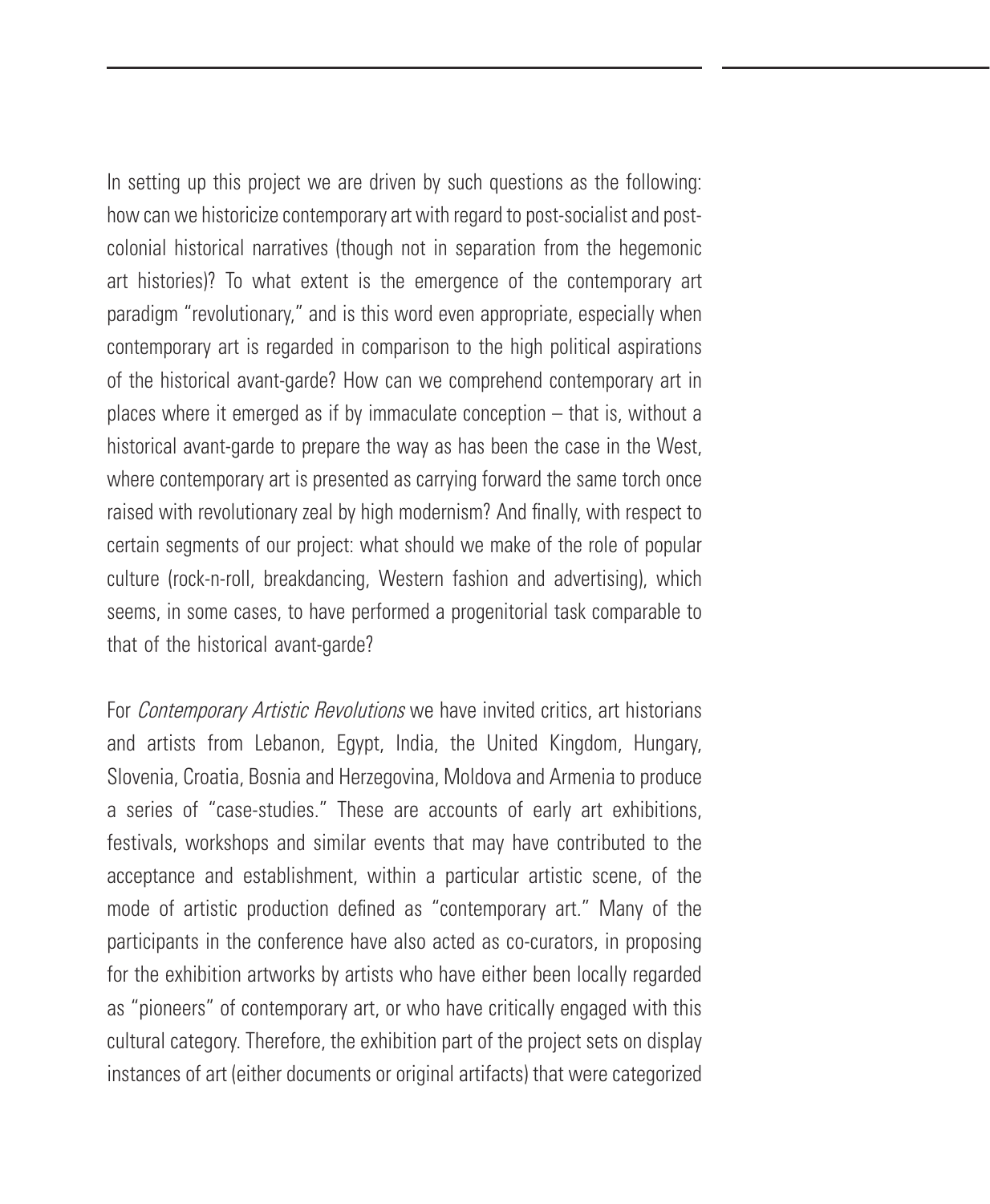In setting up this project we are driven by such questions as the following: how can we historicize contemporary art with regard to post-socialist and post-colonial historical narratives (though not in separation from the hegemonic art histories)? To what extent is the emergence of the contemporary art paradigm "revolutionary," and is this word even appropriate, especially when contemporary art is regarded in comparison to the high political aspirations of the historical avant-garde? How can we comprehend contemporary art in places where it emerged as if by immaculate conception – that is, without a historical avant-garde to prepare the way as has been the case in the West, where contemporary art is presented as carrying forward the same torch once raised with revolutionary zeal by high modernism? And finally, with respect to certain segments of our project: what should we make of the role of popular culture (rock-n-roll, breakdancing, Western fashion and advertising), which seems, in some cases, to have performed a progenitorial task comparable to that of the historical avant-garde?

For *Contemporary Artistic Revolutions* we have invited critics, art historians and artists from Lebanon, Egypt, India, the United Kingdom, Hungary, Slovenia, Croatia, Bosnia and Herzegovina, Moldova and Armenia to produce a series of "case-studies." These are accounts of early art exhibitions, festivals, workshops and similar events that may have contributed to the acceptance and establishment, within a particular artistic scene, of the mode of artistic production defined as "contemporary art." Many of the participants in the conference have also acted as co-curators, in proposing for the exhibition artworks by artists who have either been locally regarded as "pioneers" of contemporary art, or who have critically engaged with this cultural category. Therefore, the exhibition part of the project sets on display instances of art (either documents or original artifacts) that were categorized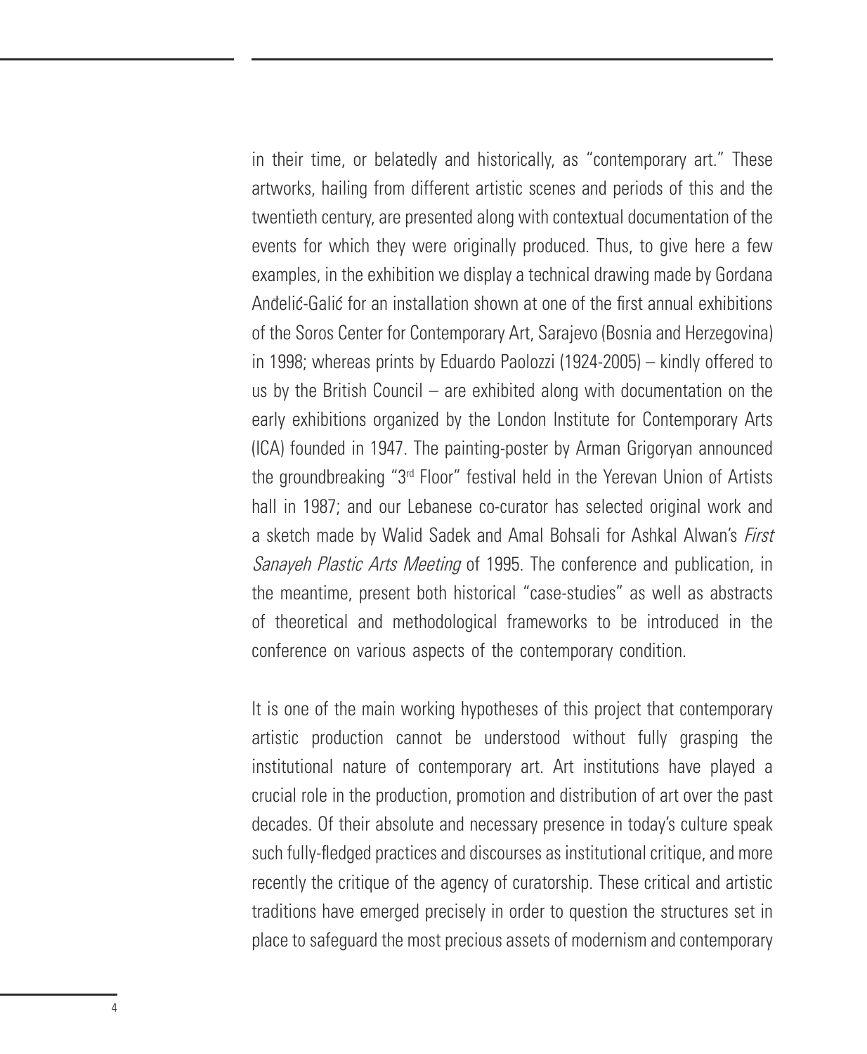in their time, or belatedly and historically, as "contemporary art." These artworks, hailing from different artistic scenes and periods of this and the twentieth century, are presented along with contextual documentation of the events for which they were originally produced. Thus, to give here a few examples, in the exhibition we display a technical drawing made by Gordana Anđelić-Galić for an installation shown at one of the first annual exhibitions of the Soros Center for Contemporary Art, Sarajevo (Bosnia and Herzegovina) in 1998; whereas prints by Eduardo Paolozzi (1924-2005) – kindly offered to us by the British Council – are exhibited along with documentation on the early exhibitions organized by the London Institute for Contemporary Arts (ICA) founded in 1947. The painting-poster by Arman Grigoryan announced the groundbreaking "3rd Floor" festival held in the Yerevan Union of Artists hall in 1987; and our Lebanese co-curator has selected original work and a sketch made by Walid Sadek and Amal Bohsali for Ashkal Alwan's *First Sanayeh Plastic Arts Meeting* of 1995. The conference and publication, in the meantime, present both historical "case-studies" as well as abstracts of theoretical and methodological frameworks to be introduced in the conference on various aspects of the contemporary condition.

It is one of the main working hypotheses of this project that contemporary artistic production cannot be understood without fully grasping the institutional nature of contemporary art. Art institutions have played a crucial role in the production, promotion and distribution of art over the past decades. Of their absolute and necessary presence in today's culture speak such fully-fledged practices and discourses as institutional critique, and more recently the critique of the agency of curatorship. These critical and artistic traditions have emerged precisely in order to question the structures set in place to safeguard the most precious assets of modernism and contemporary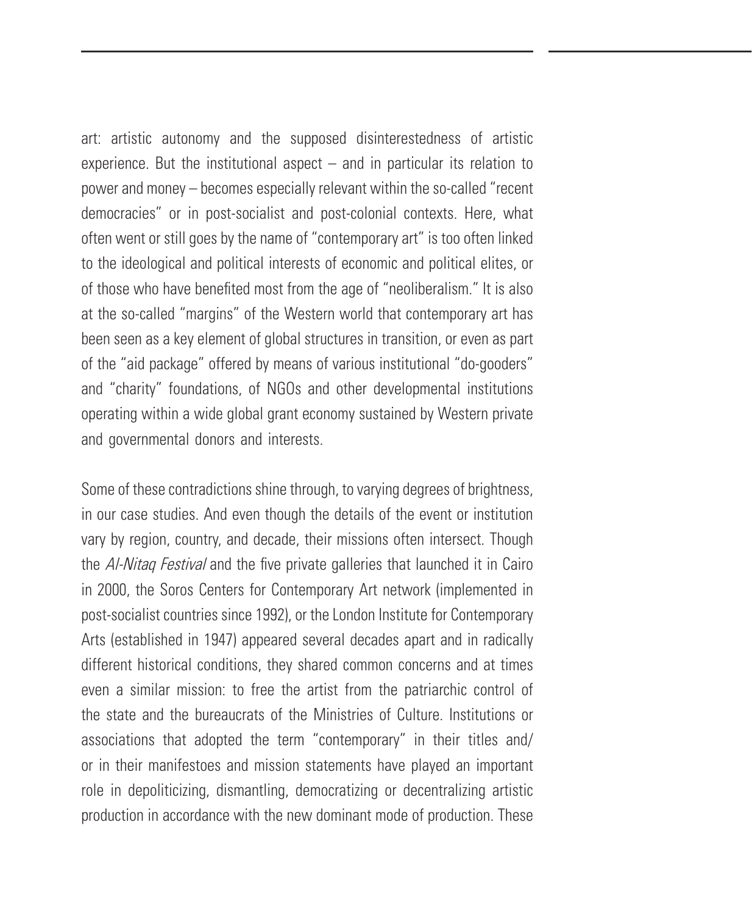art: artistic autonomy and the supposed disinterestedness of artistic experience. But the institutional aspect – and in particular its relation to power and money – becomes especially relevant within the so-called "recent democracies" or in post-socialist and post-colonial contexts. Here, what often went or still goes by the name of "contemporary art" is too often linked to the ideological and political interests of economic and political elites, or of those who have benefited most from the age of "neoliberalism." It is also at the so-called "margins" of the Western world that contemporary art has been seen as a key element of global structures in transition, or even as part of the "aid package" offered by means of various institutional "do-gooders" and "charity" foundations, of NGOs and other developmental institutions operating within a wide global grant economy sustained by Western private and governmental donors and interests.

Some of these contradictions shine through, to varying degrees of brightness, in our case studies. And even though the details of the event or institution vary by region, country, and decade, their missions often intersect. Though the *Al-Nitaq Festival* and the five private galleries that launched it in Cairo in 2000, the Soros Centers for Contemporary Art network (implemented in post-socialist countries since 1992), or the London Institute for Contemporary Arts (established in 1947) appeared several decades apart and in radically different historical conditions, they shared common concerns and at times even a similar mission: to free the artist from the patriarchic control of the state and the bureaucrats of the Ministries of Culture. Institutions or associations that adopted the term "contemporary" in their titles and/or in their manifestoes and mission statements have played an important role in depoliticizing, dismantling, democratizing or decentralizing artistic production in accordance with the new dominant mode of production. These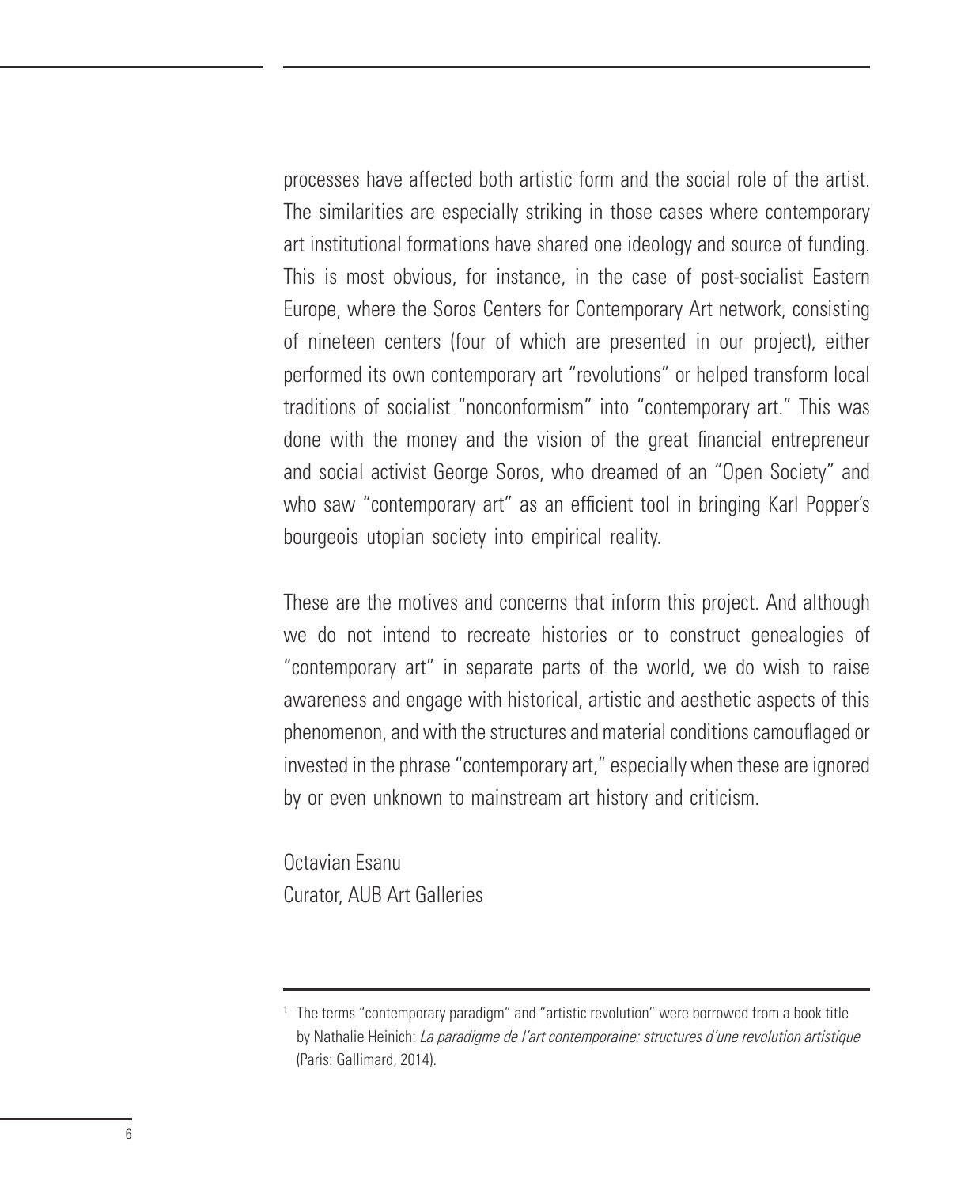processes have affected both artistic form and the social role of the artist. The similarities are especially striking in those cases where contemporary art institutional formations have shared one ideology and source of funding. This is most obvious, for instance, in the case of post-socialist Eastern Europe, where the Soros Centers for Contemporary Art network, consisting of nineteen centers (four of which are presented in our project), either performed its own contemporary art "revolutions" or helped transform local traditions of socialist "nonconformism" into "contemporary art." This was done with the money and the vision of the great financial entrepreneur and social activist George Soros, who dreamed of an "Open Society" and who saw "contemporary art" as an efficient tool in bringing Karl Popper's bourgeois utopian society into empirical reality.

These are the motives and concerns that inform this project. And although we do not intend to recreate histories or to construct genealogies of "contemporary art" in separate parts of the world, we do wish to raise awareness and engage with historical, artistic and aesthetic aspects of this phenomenon, and with the structures and material conditions camouflaged or invested in the phrase "contemporary art," especially when these are ignored by or even unknown to mainstream art history and criticism.

Octavian Esanu
Curator, AUB Art Galleries

---

[1] The terms "contemporary paradigm" and "artistic revolution" were borrowed from a book title by Nathalie Heinich: *La paradigme de l'art contemporaine: structures d'une revolution artistique* (Paris: Gallimard, 2014).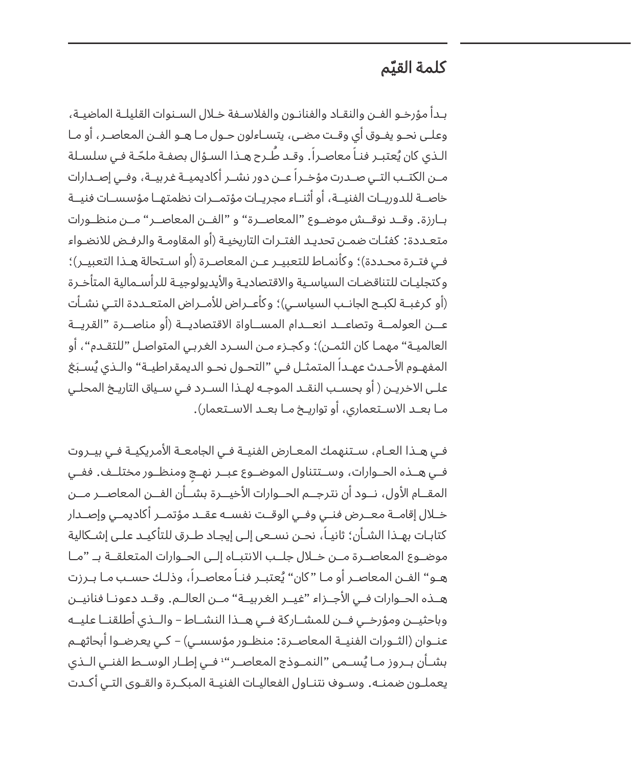## كلمة القيّم

بدأ مؤرخو الفن والنقاد والفنانون والفلاسفة خلال السنوات القليلة الماضية، وعلى نحو يفوق أي وقت مضى، يتساءلون حول ما هو الفن المعاصر، أو ما الذي كان يُعتبر فناً معاصراً. وقد طُرح هذا السؤال بصفة ملحّة في سلسلة من الكتب التي صدرت مؤخراً عن دور نشر أكاديمية غربية، وفي إصدارات خاصة للدوريات الفنية، أو أثناء مجريات مؤتمرات نظمتها مؤسسات فنية بارزة. وقد نوقش موضوع "المعاصرة" و "الفن المعاصر" من منظورات متعددة: كفئات ضمن تحديد الفترات التاريخية (أو المقاومة والرفض للانضواء في فترة محددة)؛ وكأنماط للتعبير عن المعاصرة (أو استحالة هذا التعبير)؛ وكتجليات للتناقضات السياسية والاقتصادية والأيديولوجية للرأسمالية المتأخرة (أو كرغبة لكبح الجانب السياسي)؛ وكأعراض للأمراض المتعددة التي نشأت عن العولمة وتصاعد انعدام المساواة الاقتصادية (أو مناصرة "القرية العالمية" مهما كان الثمن)؛ وكجزء من السرد الغربي المتواصل "للتقدم"، أو المفهوم الأحدث عهداً المتمثل في "التحول نحو الديمقراطية" والذي يُسبَغ على الاخرين ( أو بحسب النقد الموجه لهذا السرد في سياق التاريخ المحلي ما بعد الاستعماري، أو تواريخ ما بعد الاستعمار).

في هذا العام، ستنهمك المعارض الفنية في الجامعة الأمريكية في بيروت في هذه الحوارات، وستتناول الموضوع عبر نهج ومنظور مختلف. ففي المقام الأول، نود أن نترجم الحوارات الأخيرة بشأن الفن المعاصر من خلال إقامة معرض فني وفي الوقت نفسه عقد مؤتمر أكاديمي وإصدار كتابات بهذا الشأن؛ ثانياً، نحن نسعى إلى إيجاد طرق للتأكيد على إشكالية موضوع المعاصرة من خلال جلب الانتباه إلى الحوارات المتعلقة بـ "ما هو" الفن المعاصر أو ما "كان" يُعتبر فناً معاصراً، وذلك حسب ما برزت هذه الحوارات في الأجزاء "غير الغربية" من العالم. وقد دعونا فنانين وباحثين ومؤرخي فن للمشاركة في هذا النشاط – والذي أطلقنا عليه عنوان (الثورات الفنية المعاصرة: منظور مؤسسي) – كي يعرضوا أبحاثهم بشأن بروز ما يُسمى "النموذج المعاصر"[1] في إطار الوسط الفني الذي يعملون ضمنه. وسوف نتناول الفعاليات الفنية المبكرة والقوى التي أكدت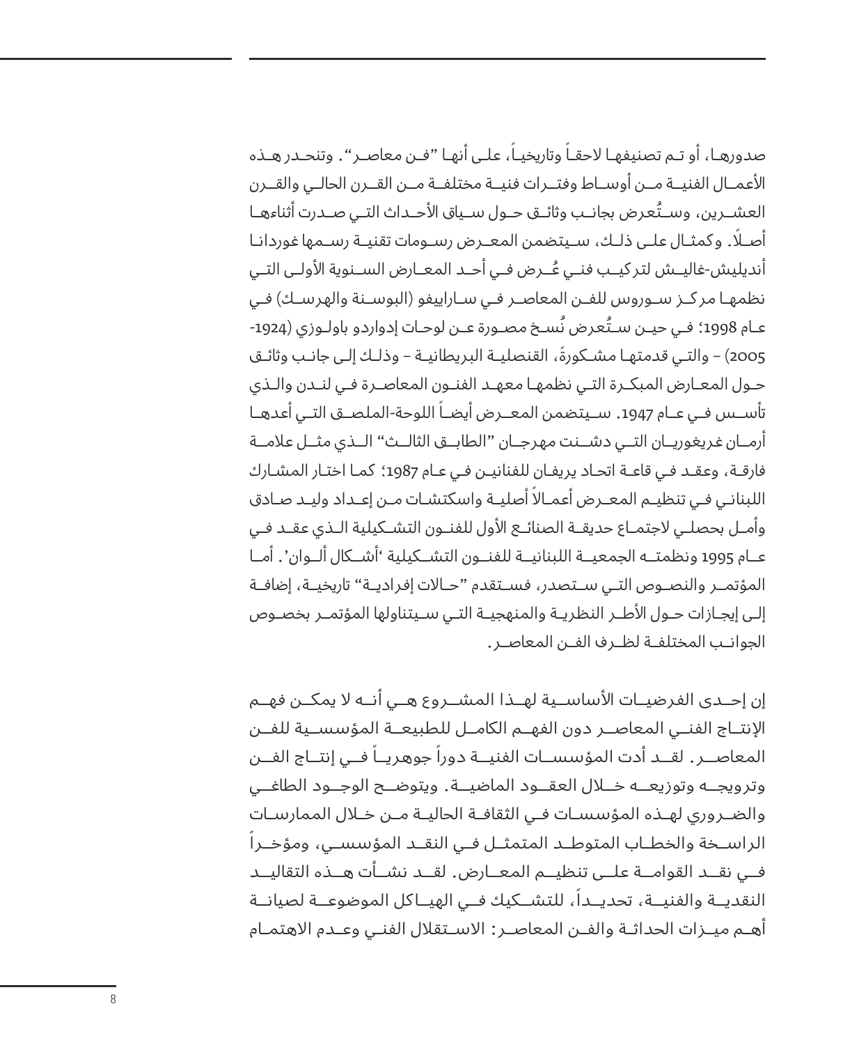صدورها، أو تم تصنيفها لاحقاً وتاريخياً، على أنها "فن معاصر". وتنحدر هذه الأعمال الفنية من أوساط وفترات فنية مختلفة من القرن الحالي والقرن العشرين، وستُعرض بجانب وثائق حول سياق الأحداث التي صدرت أثناءها أصلًا. وكمثال على ذلك، سيتضمن المعرض رسومات تقنية رسمها غوردانا أنديليش-غاليش لتركيب فني عُرض في أحد المعارض السنوية الأولى التي نظمها مركز سوروس للفن المعاصر في سارايفو (البوسنة والهرسك) في عام 1998؛ في حين ستُعرض نُسخ مصورة عن لوحات إدواردو باولوزي (1924-2005) – والتي قدمتها مشكورةً، القنصلية البريطانية – وذلك إلى جانب وثائق حول المعارض المبكرة التي نظمها معهد الفنون المعاصرة في لندن والذي تأسس في عام 1947. سيتضمن المعرض أيضاً اللوحة-الملصق التي أعدها أرمان غريغوريان التي دشنت مهرجان "الطابق الثالث" الذي مثل علامة فارقة، وعقد في قاعة اتحاد يريفان للفنانين في عام 1987؛ كما اختار المشارك اللبناني في تنظيم المعرض أعمالاً أصلية واسكتشات من إعداد وليد صادق وأمل بحصلي لاجتماع حديقة الصنائع الأول للفنون التشكيلية الذي عقد في عام 1995 ونظمته الجمعية اللبنانية للفنون التشكيلية 'أشكال ألوان'. أما المؤتمر والنصوص التي ستصدر، فستقدم "حالات إفرادية" تاريخية، إضافة إلى إيجازات حول الأطر النظرية والمنهجية التي سيتناولها المؤتمر بخصوص الجوانب المختلفة لظرف الفن المعاصر.

إن إحدى الفرضيات الأساسية لهذا المشروع هي أنه لا يمكن فهم الإنتاج الفني المعاصر دون الفهم الكامل للطبيعة المؤسسية للفن المعاصر. لقد أدت المؤسسات الفنية دوراً جوهرياً في إنتاج الفن وترويجه وتوزيعه خلال العقود الماضية. ويتوضح الوجود الطاغي والضروري لهذه المؤسسات في الثقافة الحالية من خلال الممارسات الراسخة والخطاب المتوطد المتمثل في النقد المؤسسي، ومؤخراً في نقد القوامة على تنظيم المعارض. لقد نشأت هذه التقاليد النقدية والفنية، تحديداً، للتشكيك في الهياكل الموضوعة لصيانة أهم ميزات الحداثة والفن المعاصر: الاستقلال الفني وعدم الاهتمام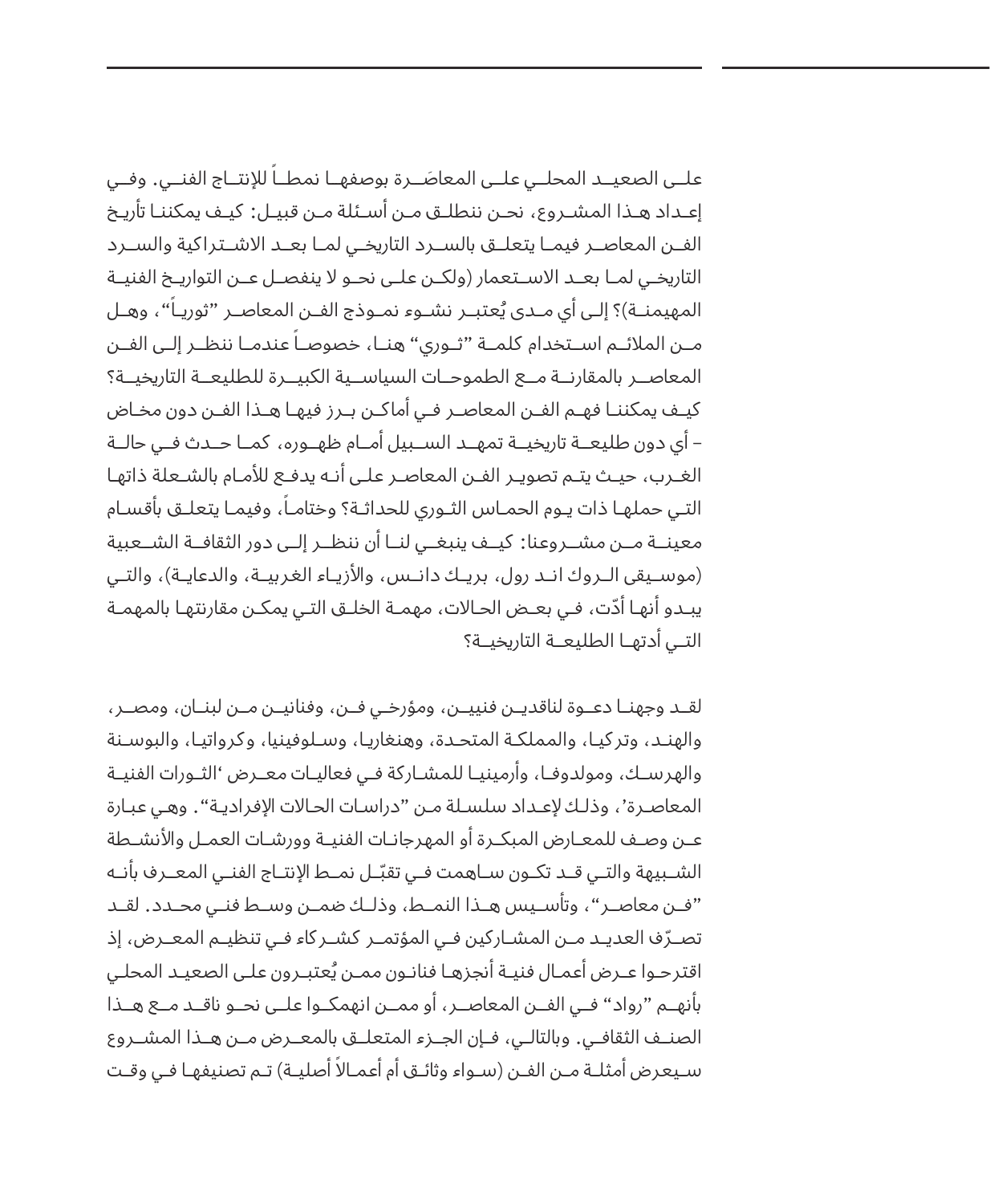علـى الصعيـد المحلـي علـى المعاصَـرة بوصفهـا نمطـاً للإنتـاج الفنـي. وفـي إعـداد هـذا المشـروع، نحـن ننطلـق مـن أسـئلة مـن قبيـل: كيـف يمكننـا تأريـخ الفـن المعاصـر فيمـا يتعلـق بالسـرد التاريخـي لمـا بعـد الاشـتراكية والسـرد التاريخـي لمـا بعـد الاسـتعمار (ولكـن علـى نحـو لا ينفصـل عـن التواريـخ الفنيـة المهيمنـة)؟ إلـى أي مـدى يُعتبـر نشـوء نمـوذج الفـن المعاصـر "ثوريـاً"، وهـل مـن الملائـم اسـتخدام كلمـة "ثـوري" هنـا، خصوصـاً عندمـا ننظـر إلـى الفـن المعاصـر بالمقارنـة مـع الطموحـات السياسـية الكبيـرة للطليعـة التاريخيـة؟ كيـف يمكننـا فهـم الفـن المعاصـر فـي أماكـن بـرز فيهـا هـذا الفـن دون مخـاض – أي دون طليعـة تاريخيـة تمهـد السـبيل أمـام ظهـوره، كمـا حـدث فـي حالـة الغـرب، حيـث يتـم تصويـر الفـن المعاصـر علـى أنـه يدفـع للأمـام بالشـعلة ذاتهـا التـي حملهـا ذات يـوم الحمـاس الثـوري للحداثـة؟ وختامـاً، وفيمـا يتعلـق بأقسـام معينـة مـن مشـروعنا: كيـف ينبغـي لنـا أن ننظـر إلـى دور الثقافـة الشـعبية (موسـيقى الـروك انـد رول، بريـك دانـس، والأزيـاء الغربيـة، والدعايـة)، والتـي يبـدو أنهـا أدّت، فـي بعـض الحـالات، مهمـة الخلـق التـي يمكـن مقارنتهـا بالمهمـة التـي أدتهـا الطليعـة التاريخيـة؟

لقـد وجهنـا دعـوة لناقديـن فنييـن، ومؤرخـي فـن، وفنانيـن مـن لبنـان، ومصـر، والهنـد، وتركيـا، والمملكـة المتحـدة، وهنغاريـا، وسـلوفينيا، وكرواتيـا، والبوسـنة والهرسـك، ومولدوفـا، وأرمينيـا للمشـاركة فـي فعاليـات معـرض 'الثـورات الفنيـة المعاصـرة'، وذلـك لإعـداد سلسـلة مـن "دراسـات الحـالات الإفراديـة". وهـي عبـارة عـن وصـف للمعـارض المبكـرة أو المهرجانـات الفنيـة وورشـات العمـل والأنشـطة الشـبيهة والتـي قـد تكـون سـاهمت فـي تقبّـل نمـط الإنتـاج الفنـي المعـرف بأنـه "فـن معاصـر"، وتأسـيس هـذا النمـط، وذلـك ضمـن وسـط فنـي محـدد. لقـد تصـرّف العديـد مـن المشـاركين فـي المؤتمـر كشـركاء فـي تنظيـم المعـرض، إذ اقترحـوا عـرض أعمـال فنيـة أنجزهـا فنانـون ممـن يُعتبـرون علـى الصعيـد المحلـي بأنهـم "رواد" فـي الفـن المعاصـر، أو ممـن انهمكـوا علـى نحـو ناقـد مـع هـذا الصنـف الثقافـي. وبالتالـي، فـإن الجـزء المتعلـق بالمعـرض مـن هـذا المشـروع سـيعرض أمثلـة مـن الفـن (سـواء وثائـق أم أعمـالاً أصليـة) تـم تصنيفهـا فـي وقـت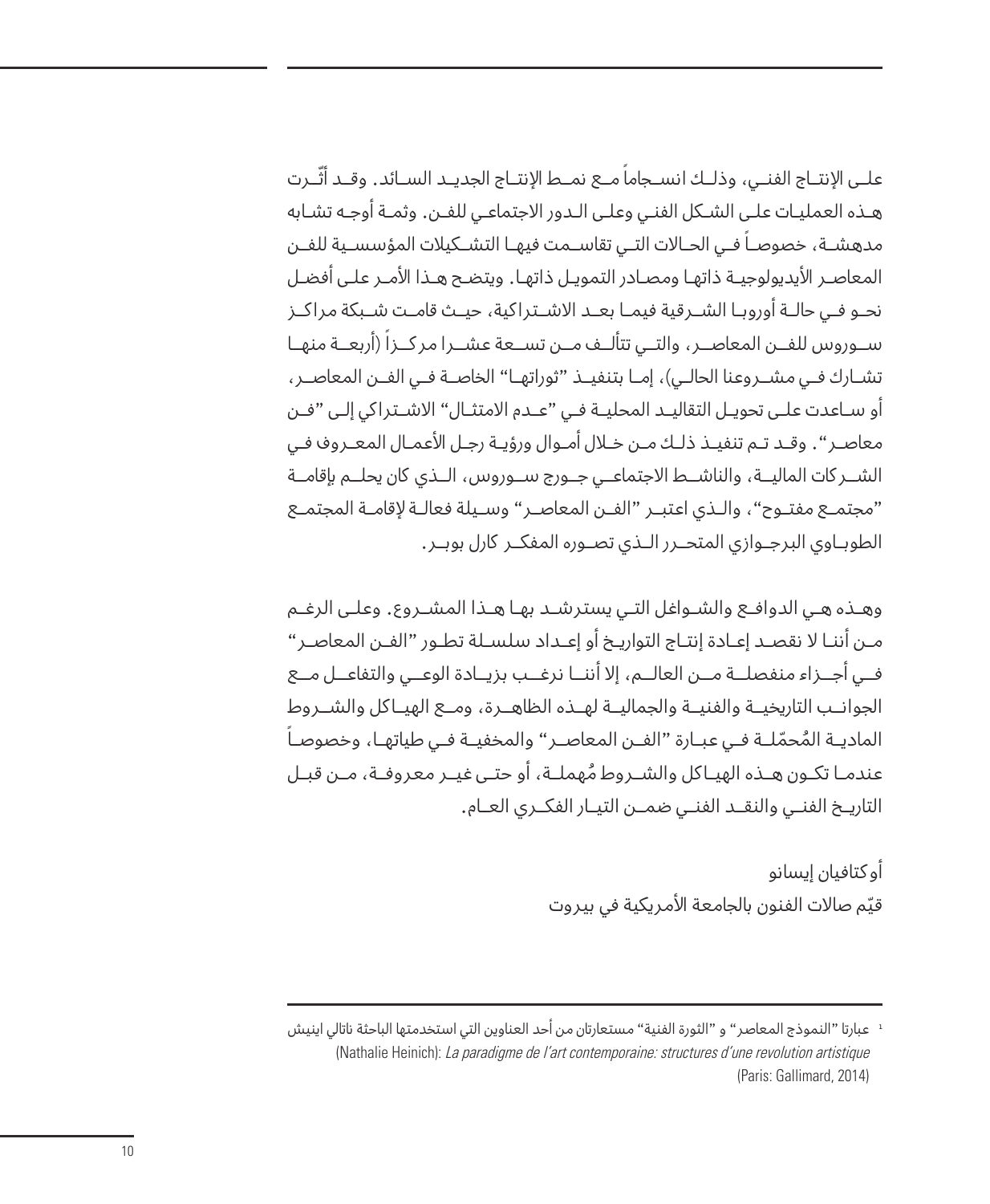علـى الإنتـاج الفنـي، وذلـك انسـجاماً مـع نمـط الإنتـاج الجديـد السـائد. وقـد أثّـرت هـذه العمليـات علـى الشـكل الفنـي وعلـى الـدور الاجتماعـي للفـن. وثمـة أوجـه تشـابه مدهشـة، خصوصـاً فـي الحـالات التـي تقاسـمت فيهـا التشـكيلات المؤسسـية للفـن المعاصـر الأيديولوجيـة ذاتهـا ومصـادر التمويـل ذاتهـا. ويتضـح هـذا الأمـر علـى أفضـل نحـو فـي حالـة أوروبـا الشـرقية فيمـا بعـد الاشـتراكية، حيـث قامـت شـبكة مراكـز سـوروس للفـن المعاصـر، والتـي تتألـف مـن تسـعة عشـرا مركـزاً (أربعـة منهـا تشـارك فـي مشـروعنا الحالـي)، إمـا بتنفيـذ "ثوراتهـا" الخاصـة فـي الفـن المعاصـر، أو سـاعدت علـى تحويـل التقاليـد المحليـة فـي "عـدم الامتثـال" الاشـتراكي إلـى "فـن معاصـر". وقـد تـم تنفيـذ ذلـك مـن خـلال أمـوال ورؤيـة رجـل الأعمـال المعـروف فـي الشـركات الماليـة، والناشـط الاجتماعـي جـورج سـوروس، الـذي كان يحلـم بإقامـة "مجتمـع مفتـوح"، والـذي اعتبـر "الفـن المعاصـر" وسـيلة فعالـة لإقامـة المجتمـع الطوبـاوي البرجـوازي المتحـرر الـذي تصـوره المفكـر كارل بوبـر.

وهـذه هـي الدوافـع والشـواغل التـي يسترشـد بهـا هـذا المشـروع. وعلـى الرغـم مـن أننـا لا نقصـد إعـادة إنتـاج التواريـخ أو إعـداد سلسـلة تطـور "الفـن المعاصـر" فـي أجـزاء منفصلـة مـن العالـم، إلا أننـا نرغـب بزيـادة الوعـي والتفاعـل مـع الجوانـب التاريخيـة والفنيـة والجماليـة لهـذه الظاهـرة، ومـع الهيـاكل والشـروط الماديـة المُحمّلـة فـي عبـارة "الفـن المعاصـر" والمخفيـة فـي طياتهـا، وخصوصـاً عندمـا تكـون هـذه الهيـاكل والشـروط مُهملـة، أو حتـى غيـر معروفـة، مـن قبـل التاريـخ الفنـي والنقـد الفنـي ضمـن التيـار الفكـري العـام.

أوكتافيان إيسانو
قيّم صالات الفنون بالجامعة الأمريكية في بيروت

---

[1] عبارتا "النموذج المعاصر" و "الثورة الفنية" مستعارتان من أحد العناوين التي استخدمتها الباحثة ناتالي اينيش (Nathalie Heinich): *La paradigme de l'art contemporaine: structures d'une revolution artistique* (Paris: Gallimard, 2014)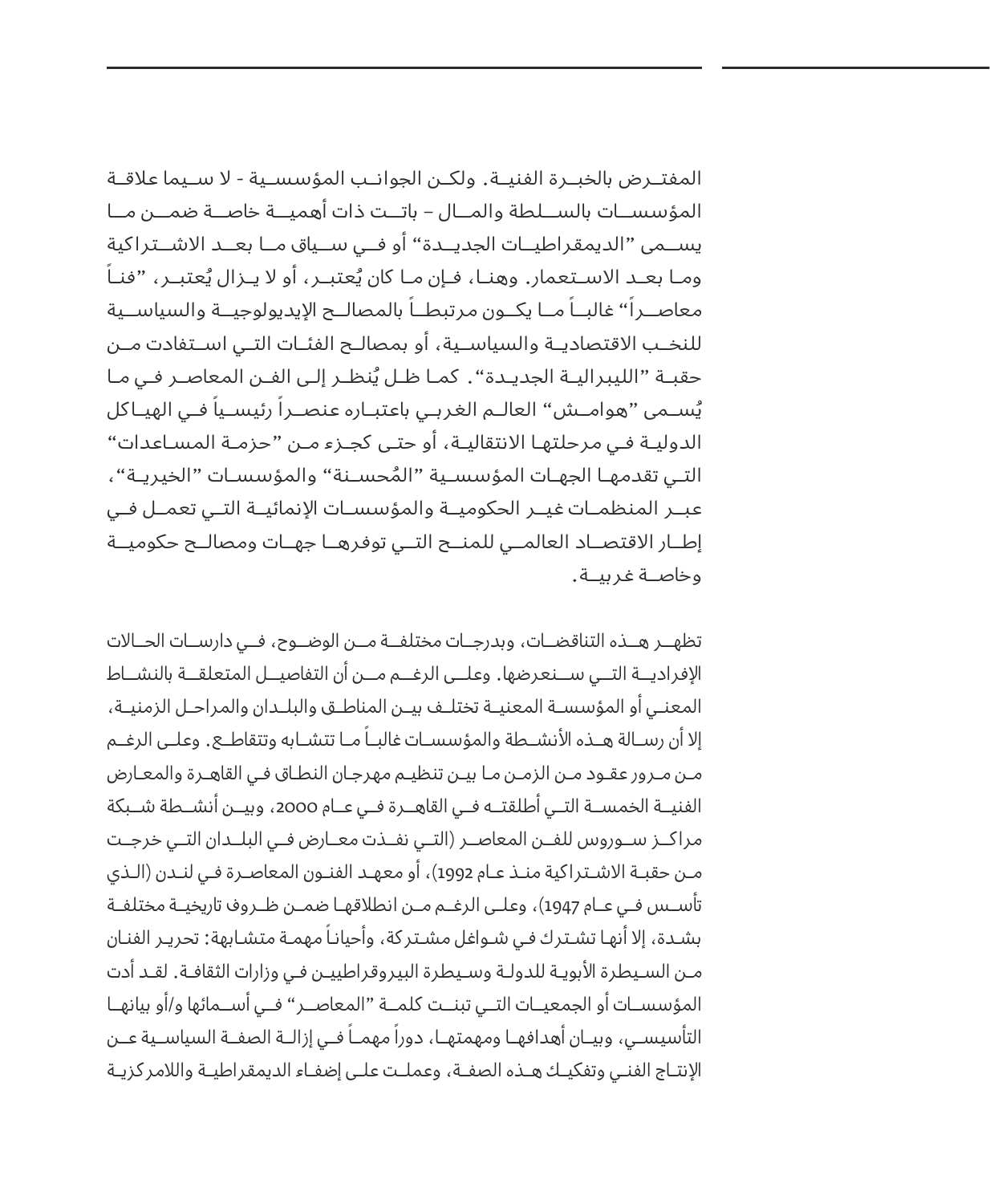المفتـرض بالخبـرة الفنيـة. ولكـن الجوانـب المؤسسـية - لا سـيما علاقـة المؤسسـات بالسـلطة والمـال – باتـت ذات أهميـة خاصـة ضمـن مـا يسـمى "الديمقراطيـات الجديـدة" أو فـي سـياق مـا بعـد الاشـتراكية ومـا بعـد الاسـتعمار. وهنـا، فـإن مـا كان يُعتبـر، أو لا يـزال يُعتبـر، "فنـاً معاصـراً" غالبـاً مـا يكـون مرتبطـاً بالمصالـح الإيديولوجيـة والسياسـية للنخـب الاقتصاديـة والسياسـية، أو بمصالـح الفئـات التـي اسـتفادت مـن حقبـة "الليبراليـة الجديـدة". كمـا ظـل يُنظـر إلـى الفـن المعاصـر فـي مـا يُسـمى "هوامـش" العالـم الغربـي باعتبـاره عنصـراً رئيسـياً فـي الهيـاكل الدوليـة فـي مرحلتهـا الانتقاليـة، أو حتـى كجـزء مـن "حزمـة المسـاعدات" التـي تقدمهـا الجهـات المؤسسـية "المُحسـنة" والمؤسسـات "الخيريـة"، عبـر المنظمـات غيـر الحكوميـة والمؤسسـات الإنمائيـة التـي تعمـل فـي إطـار الاقتصـاد العالمـي للمنـح التـي توفرهـا جهـات ومصالـح حكوميـة وخاصـة غربيـة.

تظهـر هـذه التناقضـات، وبدرجـات مختلفـة مـن الوضـوح، فـي دارسـات الحـالات الإفراديـة التـي سـنعرضها. وعلـى الرغـم مـن أن التفاصيـل المتعلقـة بالنشـاط المعنـي أو المؤسسـة المعنيـة تختلـف بيـن المناطـق والبلـدان والمراحـل الزمنيـة، إلا أن رسـالة هـذه الأنشـطة والمؤسسـات غالبـاً مـا تتشـابه وتتقاطـع. وعلـى الرغـم مـن مـرور عقـود مـن الزمـن مـا بيـن تنظيـم مهرجـان النطـاق فـي القاهـرة والمعـارض الفنيـة الخمسـة التـي أطلقتـه فـي القاهـرة فـي عـام 2000، وبيـن أنشـطة شـبكة مراكـز سـوروس للفـن المعاصـر (التـي نفـذت معـارض فـي البلـدان التـي خرجـت مـن حقبـة الاشـتراكية منـذ عـام 1992)، أو معهـد الفنـون المعاصـرة فـي لنـدن (الـذي تأسـس فـي عـام 1947)، وعلـى الرغـم مـن انطلاقهـا ضمـن ظـروف تاريخيـة مختلفـة بشـدة، إلا أنهـا تشـترك فـي شـواغل مشـتركة، وأحيانـاً مهمـة متشـابهة: تحريـر الفنـان مـن السـيطرة الأبويـة للدولـة وسـيطرة البيروقراطييـن فـي وزارات الثقافـة. لقـد أدت المؤسسـات أو الجمعيـات التـي تبنـت كلمـة "المعاصـر" فـي أسـمائها و/أو بيانهـا التأسيسـي، وبيـان أهدافهـا ومهمتهـا، دوراً مهمـاً فـي إزالـة الصفـة السياسـية عـن الإنتـاج الفنـي وتفكيـك هـذه الصفـة، وعملـت علـى إضفـاء الديمقراطيـة واللامركزيـة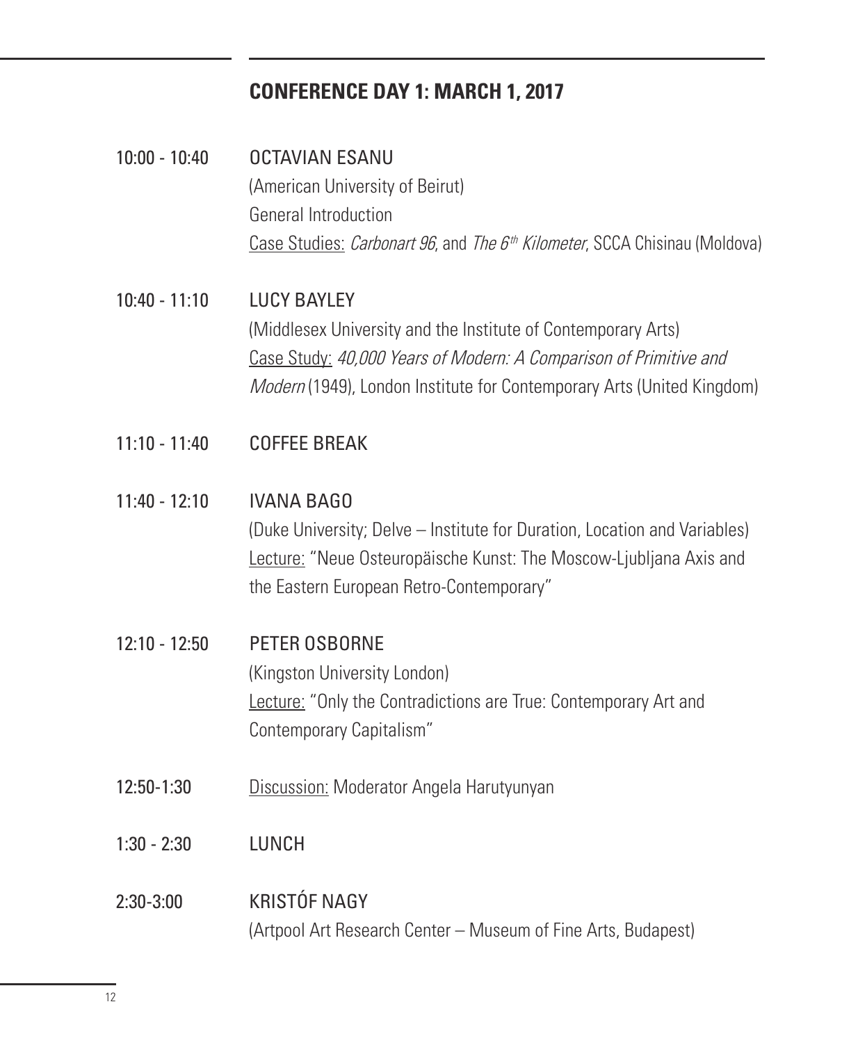## CONFERENCE DAY 1: MARCH 1, 2017

10:00 - 10:40 **OCTAVIAN ESANU**
(American University of Beirut)
General Introduction
Case Studies: *Carbonart 96*, and *The 6th Kilometer*, SCCA Chisinau (Moldova)

10:40 - 11:10 **LUCY BAYLEY**
(Middlesex University and the Institute of Contemporary Arts)
Case Study: *40,000 Years of Modern: A Comparison of Primitive and Modern* (1949), London Institute for Contemporary Arts (United Kingdom)

11:10 - 11:40 COFFEE BREAK

11:40 - 12:10 **IVANA BAGO**
(Duke University; Delve – Institute for Duration, Location and Variables)
Lecture: "Neue Osteuropäische Kunst: The Moscow-Ljubljana Axis and the Eastern European Retro-Contemporary"

12:10 - 12:50 **PETER OSBORNE**
(Kingston University London)
Lecture: "Only the Contradictions are True: Contemporary Art and Contemporary Capitalism"

12:50-1:30 Discussion: Moderator Angela Harutyunyan

1:30 - 2:30 LUNCH

2:30-3:00 **KRISTÓF NAGY**
(Artpool Art Research Center – Museum of Fine Arts, Budapest)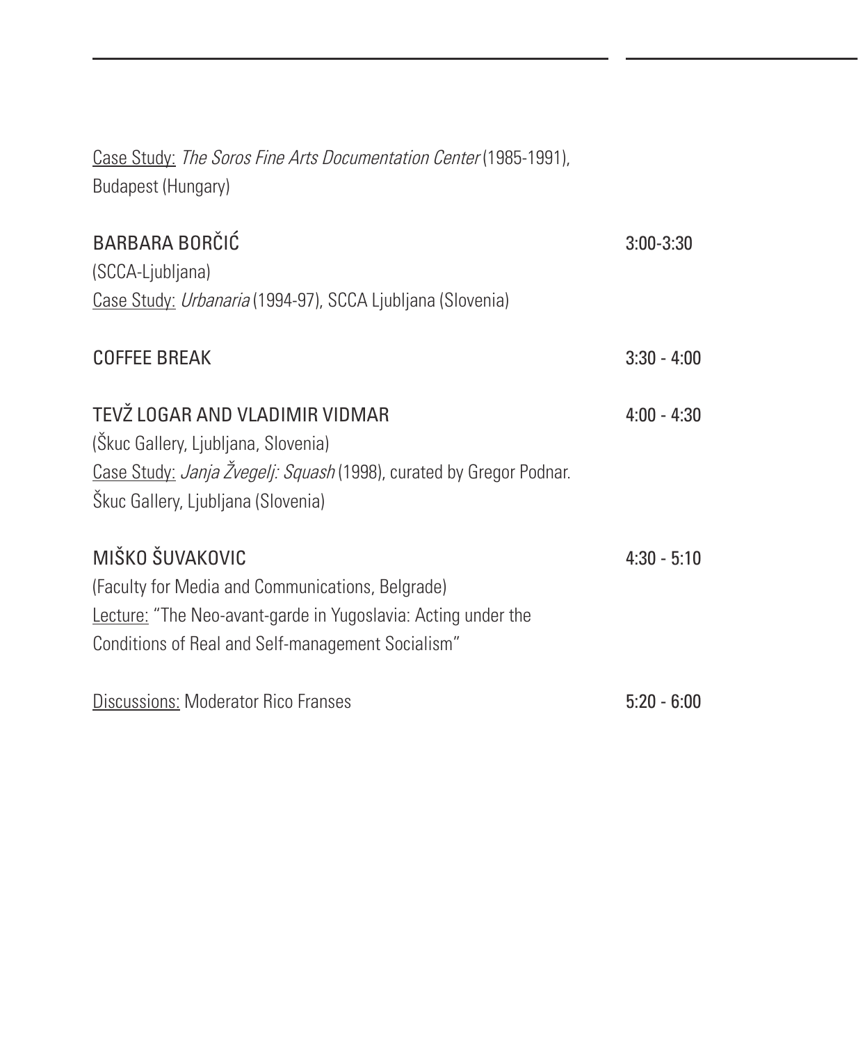<u>Case Study:</u> *The Soros Fine Arts Documentation Center* (1985-1991), Budapest (Hungary)

BARBARA BORČIĆ — 3:00-3:30
(SCCA-Ljubljana)
<u>Case Study:</u> *Urbanaria* (1994-97), SCCA Ljubljana (Slovenia)

COFFEE BREAK — 3:30 - 4:00

TEVŽ LOGAR AND VLADIMIR VIDMAR — 4:00 - 4:30
(Škuc Gallery, Ljubljana, Slovenia)
<u>Case Study:</u> *Janja Žvegelj: Squash* (1998), curated by Gregor Podnar. Škuc Gallery, Ljubljana (Slovenia)

MIŠKO ŠUVAKOVIC — 4:30 - 5:10
(Faculty for Media and Communications, Belgrade)
<u>Lecture:</u> "The Neo-avant-garde in Yugoslavia: Acting under the Conditions of Real and Self-management Socialism"

<u>Discussions:</u> Moderator Rico Franses — 5:20 - 6:00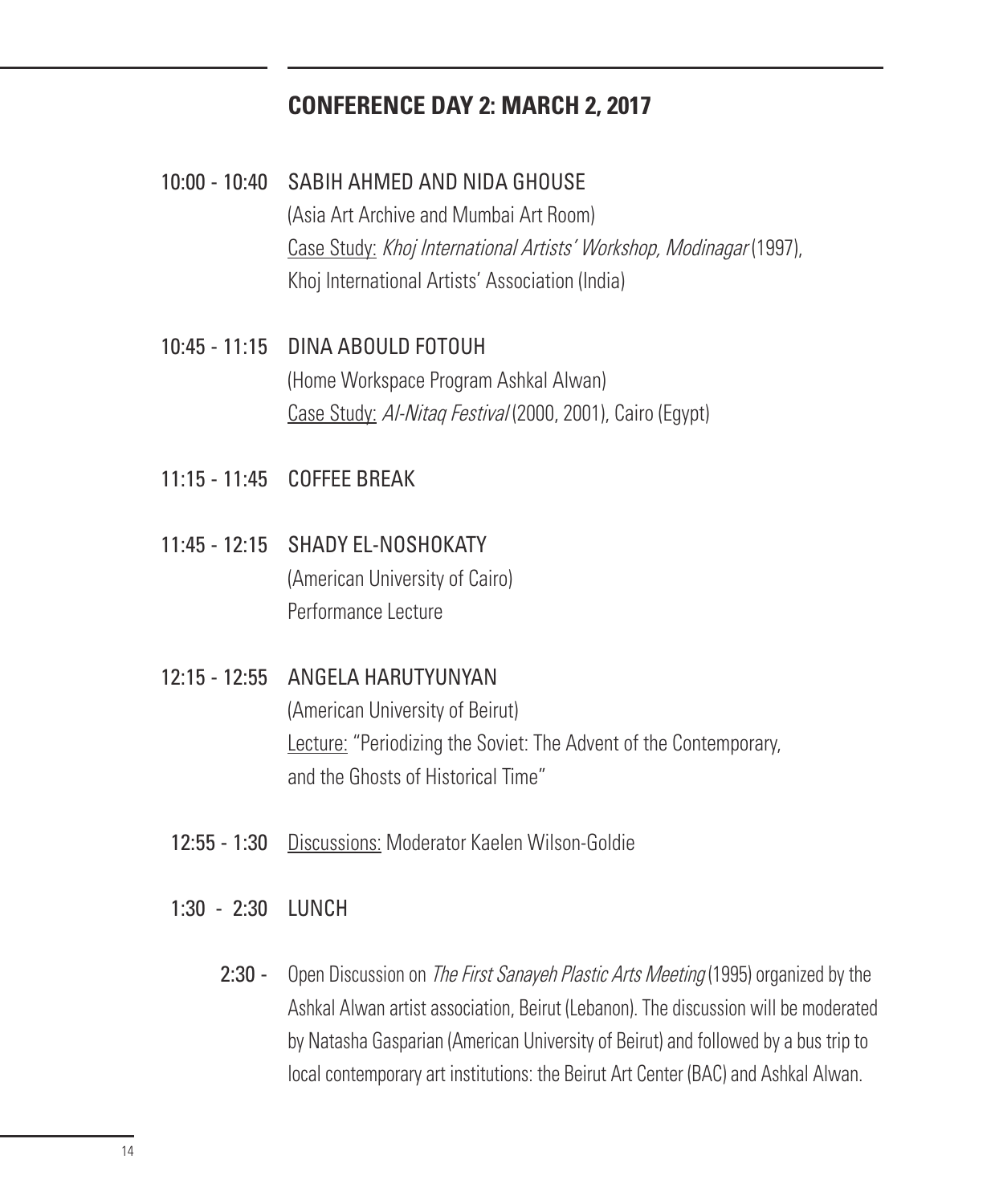## CONFERENCE DAY 2: MARCH 2, 2017

**10:00 - 10:40** SABIH AHMED AND NIDA GHOUSE
(Asia Art Archive and Mumbai Art Room)
Case Study: *Khoj International Artists' Workshop, Modinagar* (1997), Khoj International Artists' Association (India)

**10:45 - 11:15** DINA ABOULD FOTOUH
(Home Workspace Program Ashkal Alwan)
Case Study: *Al-Nitaq Festival* (2000, 2001), Cairo (Egypt)

**11:15 - 11:45** COFFEE BREAK

**11:45 - 12:15** SHADY EL-NOSHOKATY
(American University of Cairo)
Performance Lecture

**12:15 - 12:55** ANGELA HARUTYUNYAN
(American University of Beirut)
Lecture: "Periodizing the Soviet: The Advent of the Contemporary, and the Ghosts of Historical Time"

**12:55 - 1:30** Discussions: Moderator Kaelen Wilson-Goldie

**1:30 - 2:30** LUNCH

**2:30 -** Open Discussion on *The First Sanayeh Plastic Arts Meeting* (1995) organized by the Ashkal Alwan artist association, Beirut (Lebanon). The discussion will be moderated by Natasha Gasparian (American University of Beirut) and followed by a bus trip to local contemporary art institutions: the Beirut Art Center (BAC) and Ashkal Alwan.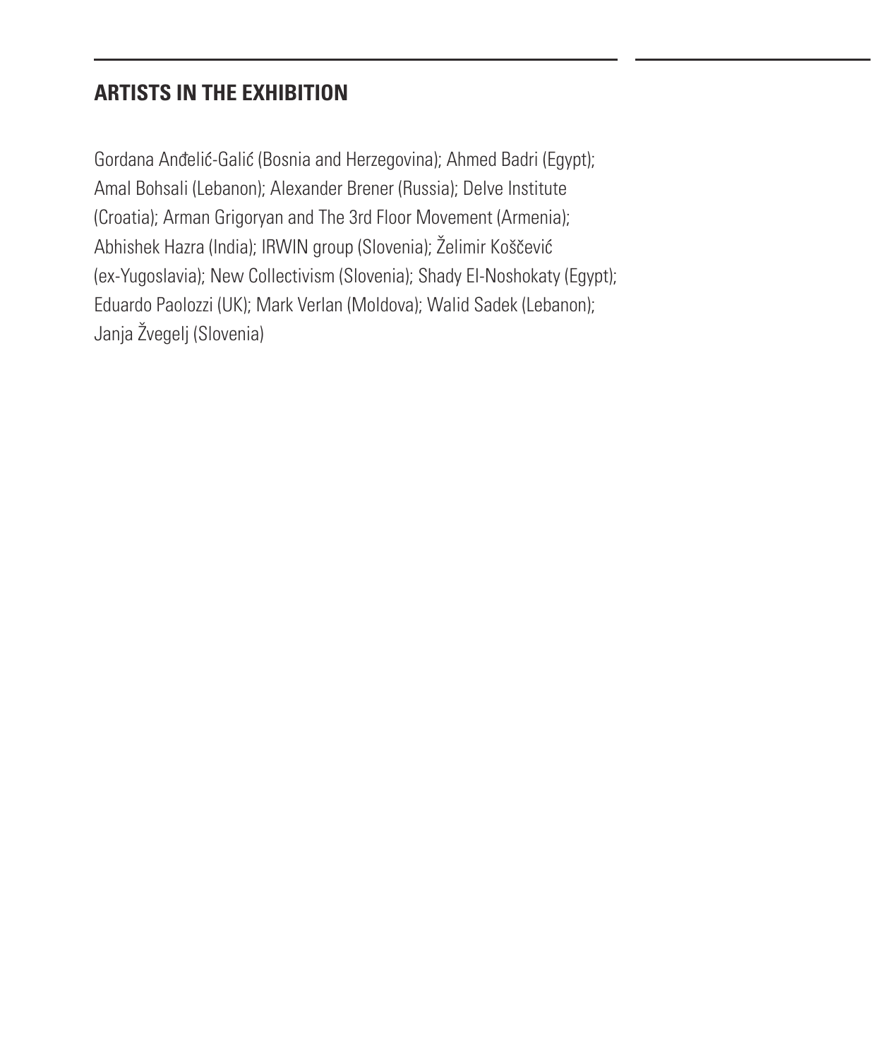## ARTISTS IN THE EXHIBITION

Gordana Anđelić-Galić (Bosnia and Herzegovina); Ahmed Badri (Egypt); Amal Bohsali (Lebanon); Alexander Brener (Russia); Delve Institute (Croatia); Arman Grigoryan and The 3rd Floor Movement (Armenia); Abhishek Hazra (India); IRWIN group (Slovenia); Želimir Koščević (ex-Yugoslavia); New Collectivism (Slovenia); Shady El-Noshokaty (Egypt); Eduardo Paolozzi (UK); Mark Verlan (Moldova); Walid Sadek (Lebanon); Janja Žvegelj (Slovenia)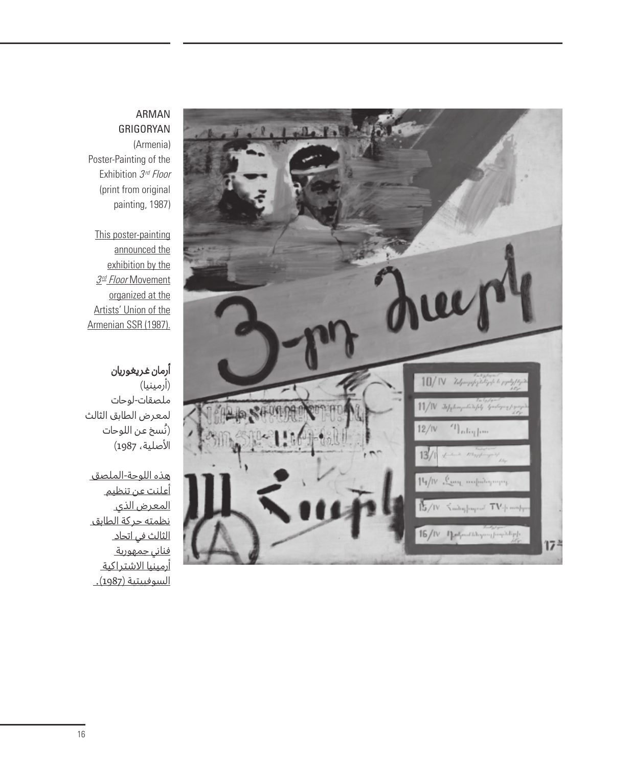ARMAN GRIGORYAN
(Armenia)
Poster-Painting of the Exhibition *3rd Floor*
(print from original painting, 1987)

This poster-painting announced the exhibition by the *3rd Floor* Movement organized at the Artists' Union of the Armenian SSR (1987).

**أرمان غريغوريان**
(أرمينيا)
ملصقات-لوحات لمعرض الطابق الثالث
(نُسخ عن اللوحات الأصلية، 1987)

هذه اللوحة-الملصق أعلنت عن تنظيم المعرض الذي نظمته حركة الطابق الثالث في اتحاد فناني جمهورية أرمينيا الاشتراكية السوفييتية (1987).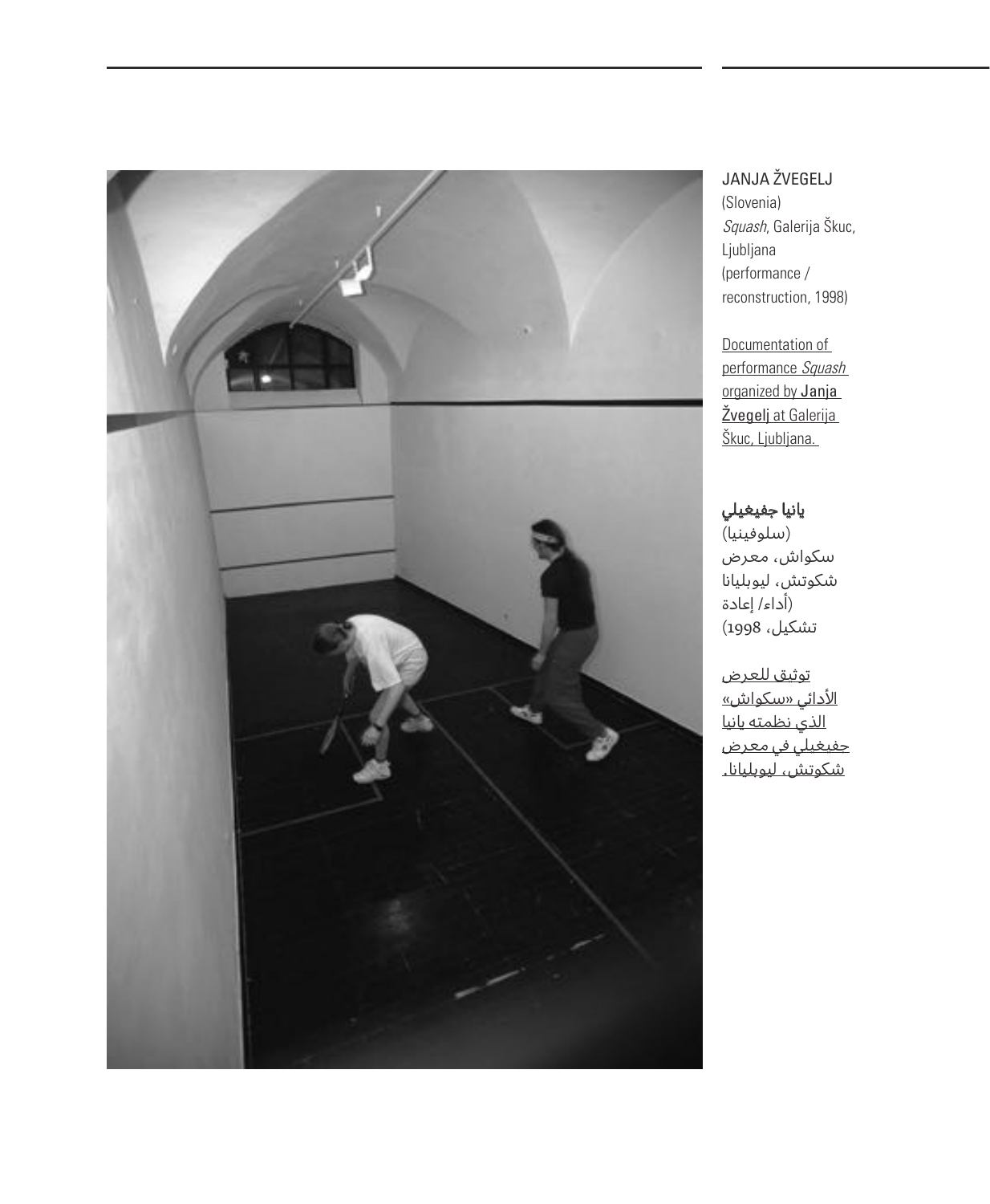JANJA ŽVEGELJ
(Slovenia)
*Squash*, Galerija Škuc, Ljubljana
(performance / reconstruction, 1998)

Documentation of performance *Squash* organized by Janja Žvegelj at Galerija Škuc, Ljubljana.

**يانيا جفيغيلي**
(سلوفينيا)
سكواش، معرض شكوتش، ليوبليانا
(أداء/ إعادة تشكيل، 1998)

توثيق للعرض الأدائي «سكواش» الذي نظمته يانيا جفيغيلي في معرض شكوتش، ليوبليانا.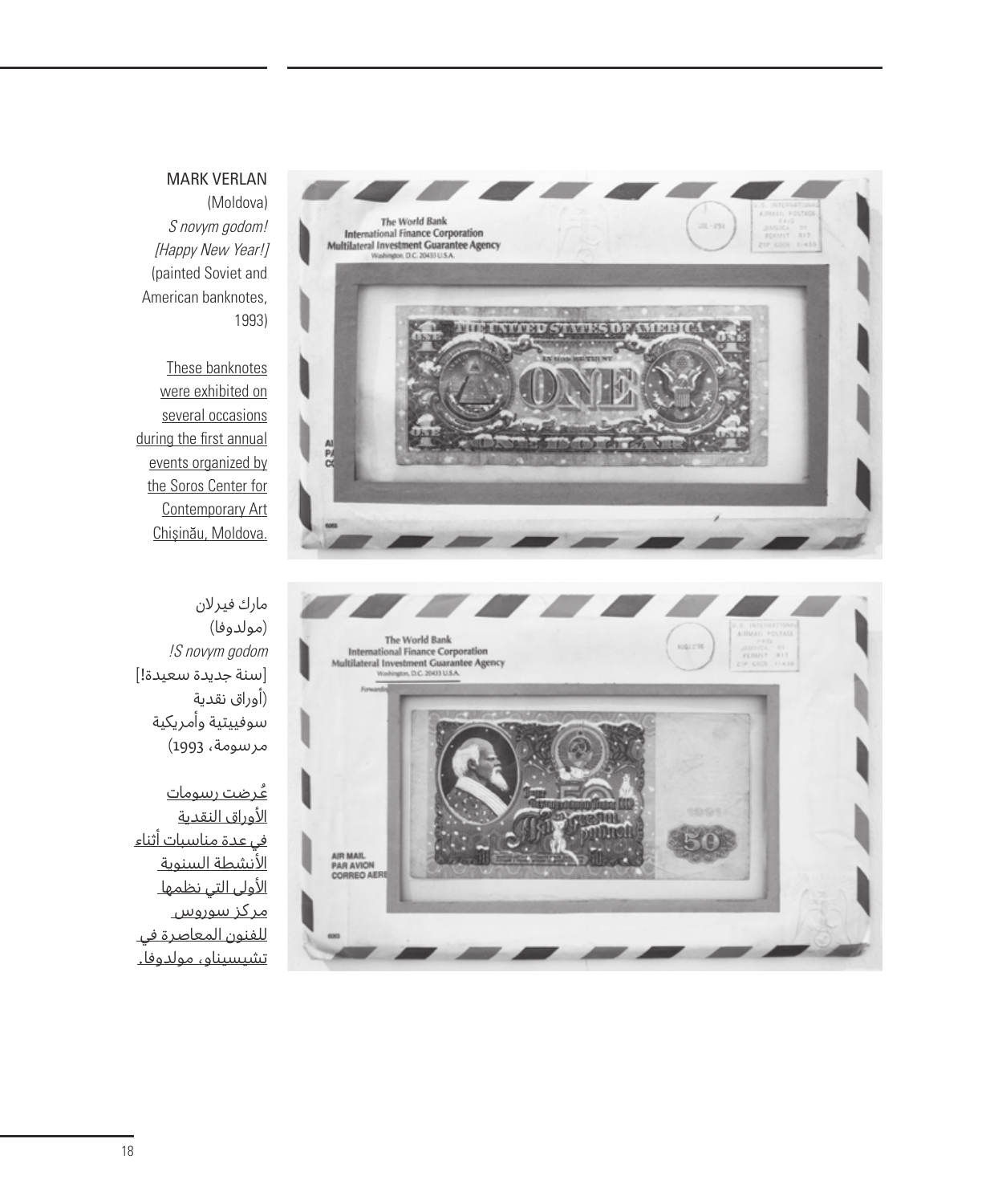MARK VERLAN
(Moldova)
*S novym godom!*
*[Happy New Year!]*
(painted Soviet and American banknotes, 1993)

These banknotes were exhibited on several occasions during the first annual events organized by the Soros Center for Contemporary Art Chişinău, Moldova.

مارك فيرلان
(مولدوفا)
*S novym godom!*
[سنة جديدة سعيدة!]
(أوراق نقدية سوفييتية وأمريكية مرسومة، 1993)

عُرضت رسومات الأوراق النقدية في عدة مناسبات أثناء الأنشطة السنوية الأولى التي نظمها مركز سوروس للفنون المعاصرة في تشيسيناو، مولدوفا.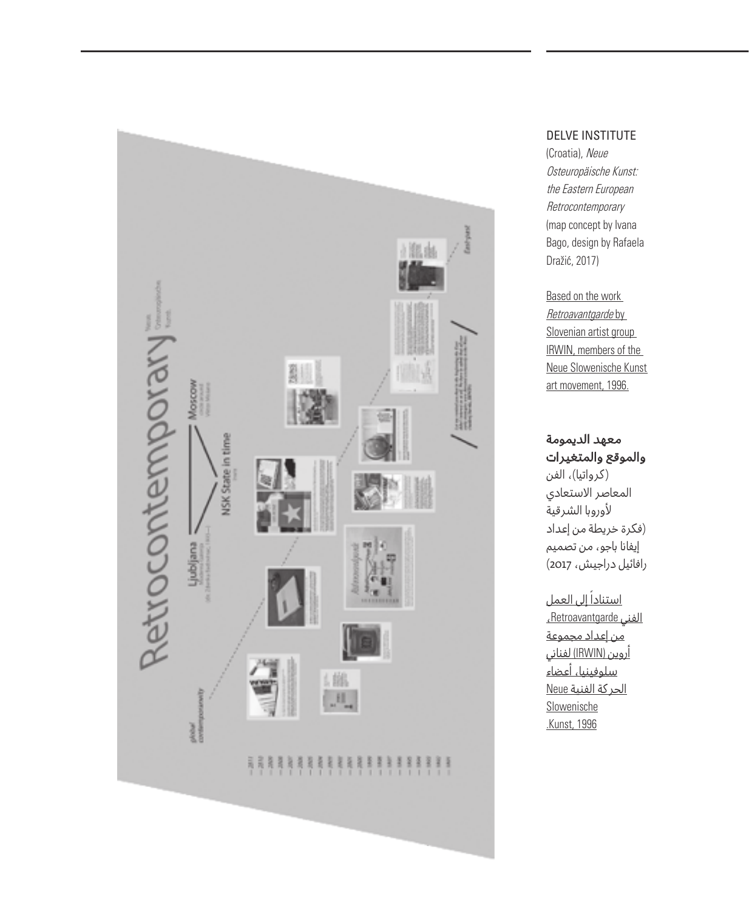DELVE INSTITUTE (Croatia), *Neue Osteuropäische Kunst: the Eastern European Retrocontemporary* (map concept by Ivana Bago, design by Rafaela Dražić, 2017)

Based on the work *Retroavantgarde* by Slovenian artist group IRWIN, members of the Neue Slowenische Kunst art movement, 1996.

**معهد الديمومة والموقع والمتغيرات** (كرواتيا)، الفن المعاصر الاستعادي لأوروبا الشرقية (فكرة خريطة من إعداد إيفانا باجو، من تصميم رافائيل دراجيش، 2017)

استناداً إلى العمل الفني Retroavantgarde، من إعداد مجموعة أروين (IRWIN) لفناني سلوفينيا، أعضاء الحركة الفنية Neue Slowenische Kunst, 1996.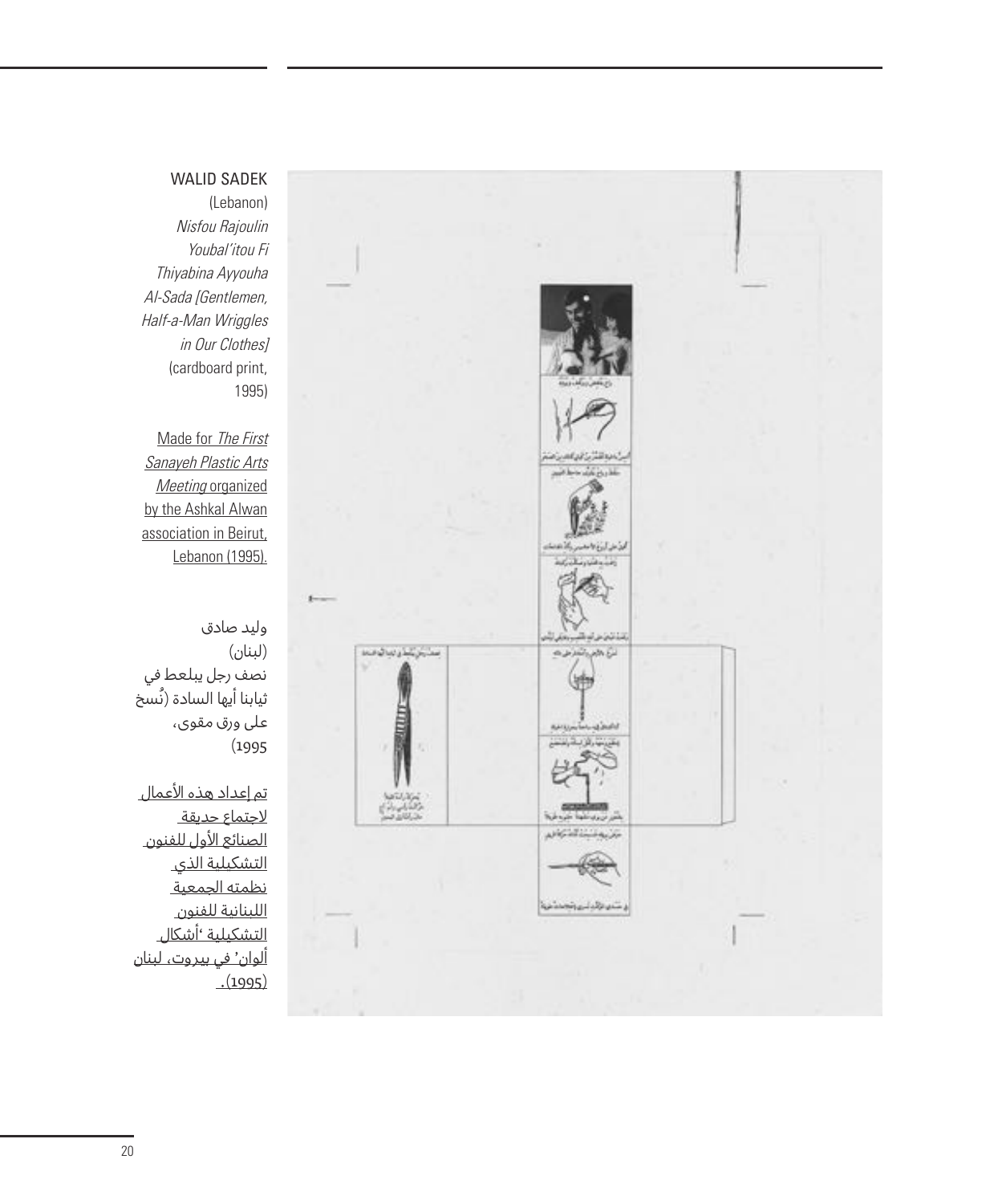WALID SADEK
(Lebanon)
*Nisfou Rajoulin Youbal'itou Fi Thiyabina Ayyouha Al-Sada [Gentlemen, Half-a-Man Wriggles in Our Clothes]*
(cardboard print, 1995)

Made for *The First Sanayeh Plastic Arts Meeting* organized by the Ashkal Alwan association in Beirut, Lebanon (1995).

وليد صادق
(لبنان)
نصف رجل يبلعط في ثيابنا أيها السادة (نُسخ على ورق مقوى، 1995)

تم إعداد هذه الأعمال لاجتماع حديقة الصنائع الأول للفنون التشكيلية الذي نظمته الجمعية اللبنانية للفنون التشكيلية 'أشكال ألوان' في بيروت، لبنان (1995).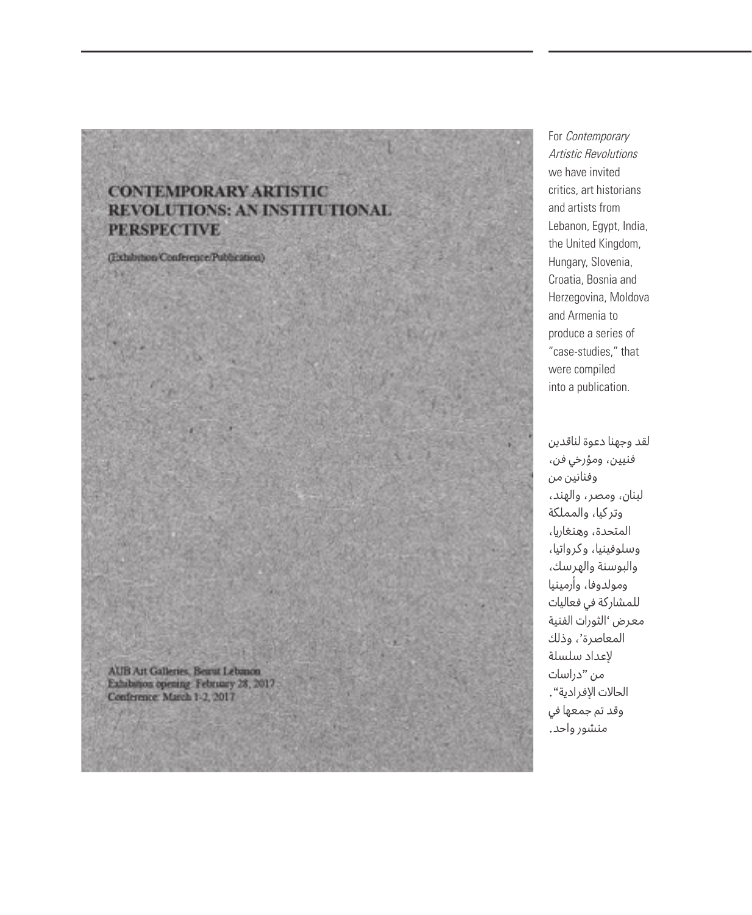**CONTEMPORARY ARTISTIC REVOLUTIONS: AN INSTITUTIONAL PERSPECTIVE**

(Exhibition/Conference/Publication)

AUB Art Galleries, Beirut Lebanon
Exhibition opening: February 28, 2017
Conference: March 1-2, 2017

For *Contemporary Artistic Revolutions* we have invited critics, art historians and artists from Lebanon, Egypt, India, the United Kingdom, Hungary, Slovenia, Croatia, Bosnia and Herzegovina, Moldova and Armenia to produce a series of "case-studies," that were compiled into a publication.

لقد وجهنا دعوة لناقدين فنيين، ومؤرخي فن، وفنانين من لبنان، ومصر، والهند، وتركيا، والمملكة المتحدة، وهنغاريا، وسلوفينيا، وكرواتيا، والبوسنة والهرسك، ومولدوفا، وأرمينيا للمشاركة في فعاليات معرض 'الثورات الفنية المعاصرة'، وذلك لإعداد سلسلة من "دراسات الحالات الإفرادية". وقد تم جمعها في منشور واحد.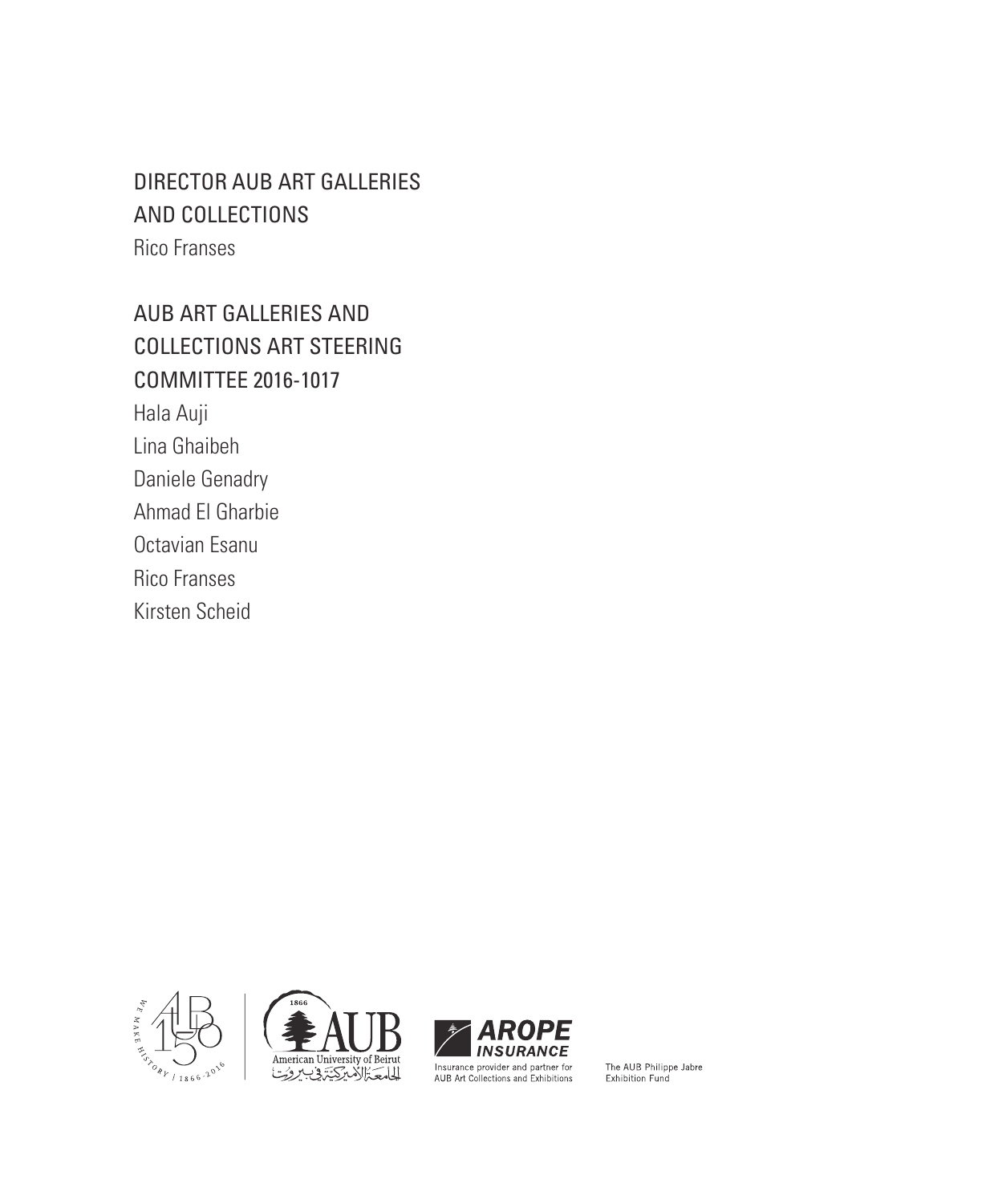## DIRECTOR AUB ART GALLERIES AND COLLECTIONS

Rico Franses

## AUB ART GALLERIES AND COLLECTIONS ART STEERING COMMITTEE 2016-1017

Hala Auji

Lina Ghaibeh

Daniele Genadry

Ahmad El Gharbie

Octavian Esanu

Rico Franses

Kirsten Scheid

WE MAKE HISTORY / 1866-2016

1866

AUB

American University of Beirut

الجامعة الأميركية في بيروت

AROPE INSURANCE

Insurance provider and partner for AUB Art Collections and Exhibitions

The AUB Philippe Jabre Exhibition Fund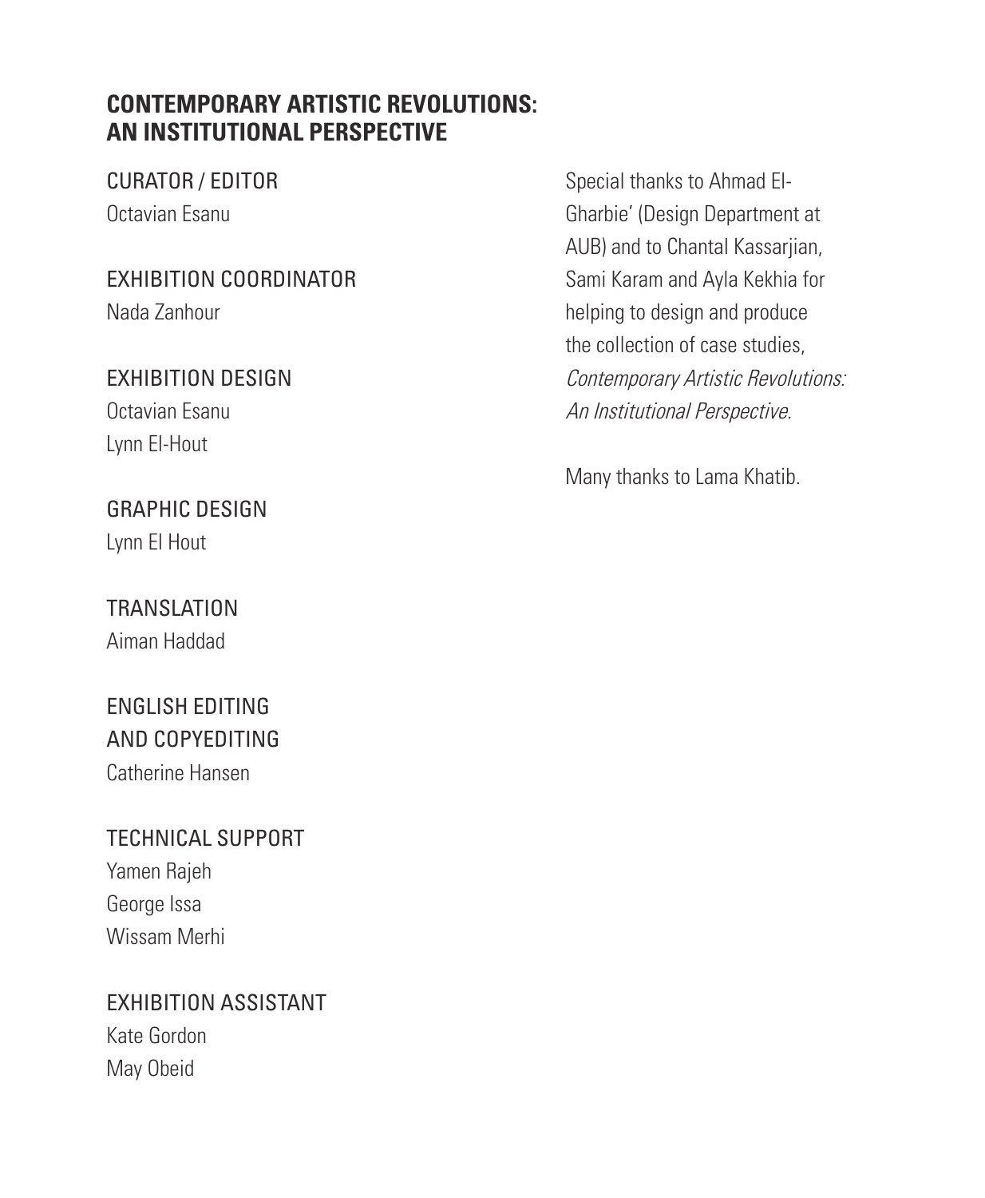## CONTEMPORARY ARTISTIC REVOLUTIONS: AN INSTITUTIONAL PERSPECTIVE

CURATOR / EDITOR
Octavian Esanu

EXHIBITION COORDINATOR
Nada Zanhour

EXHIBITION DESIGN
Octavian Esanu
Lynn El-Hout

GRAPHIC DESIGN
Lynn El Hout

TRANSLATION
Aiman Haddad

ENGLISH EDITING AND COPYEDITING
Catherine Hansen

TECHNICAL SUPPORT
Yamen Rajeh
George Issa
Wissam Merhi

EXHIBITION ASSISTANT
Kate Gordon
May Obeid

Special thanks to Ahmad El-Gharbie' (Design Department at AUB) and to Chantal Kassarjian, Sami Karam and Ayla Kekhia for helping to design and produce the collection of case studies, *Contemporary Artistic Revolutions: An Institutional Perspective*.

Many thanks to Lama Khatib.